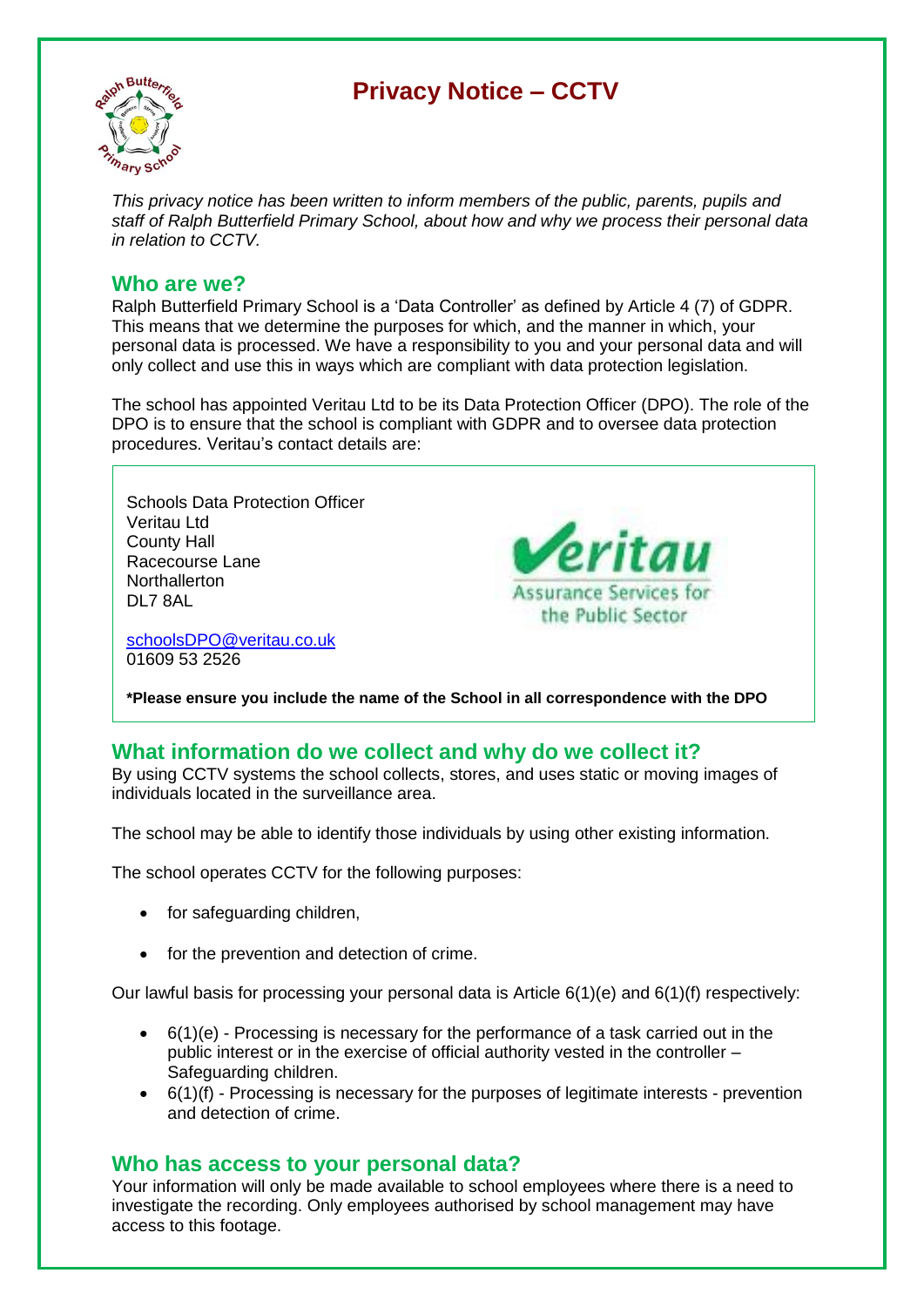# Privacy Notice – CCTV

*This privacy notice has been written to inform members of the public, parents, pupils and staff of Ralph Butterfield Primary School, about how and why we process their personal data in relation to CCTV.*

## Who are we?

Ralph Butterfield Primary School is a 'Data Controller' as defined by Article 4 (7) of GDPR. This means that we determine the purposes for which, and the manner in which, your personal data is processed. We have a responsibility to you and your personal data and will only collect and use this in ways which are compliant with data protection legislation.

The school has appointed Veritau Ltd to be its Data Protection Officer (DPO). The role of the DPO is to ensure that the school is compliant with GDPR and to oversee data protection procedures. Veritau's contact details are:

Schools Data Protection Officer
Veritau Ltd
County Hall
Racecourse Lane
Northallerton
DL7 8AL

schoolsDPO@veritau.co.uk
01609 53 2526

**\*Please ensure you include the name of the School in all correspondence with the DPO**

## What information do we collect and why do we collect it?

By using CCTV systems the school collects, stores, and uses static or moving images of individuals located in the surveillance area.

The school may be able to identify those individuals by using other existing information.

The school operates CCTV for the following purposes:

- for safeguarding children,
- for the prevention and detection of crime.

Our lawful basis for processing your personal data is Article 6(1)(e) and 6(1)(f) respectively:

- 6(1)(e) - Processing is necessary for the performance of a task carried out in the public interest or in the exercise of official authority vested in the controller – Safeguarding children.
- 6(1)(f) - Processing is necessary for the purposes of legitimate interests - prevention and detection of crime.

## Who has access to your personal data?

Your information will only be made available to school employees where there is a need to investigate the recording. Only employees authorised by school management may have access to this footage.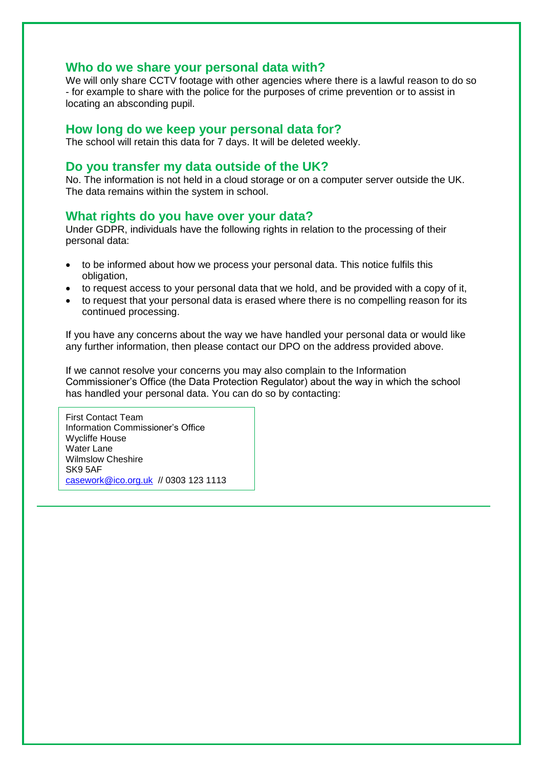## Who do we share your personal data with?

We will only share CCTV footage with other agencies where there is a lawful reason to do so - for example to share with the police for the purposes of crime prevention or to assist in locating an absconding pupil.

## How long do we keep your personal data for?

The school will retain this data for 7 days. It will be deleted weekly.

## Do you transfer my data outside of the UK?

No. The information is not held in a cloud storage or on a computer server outside the UK. The data remains within the system in school.

## What rights do you have over your data?

Under GDPR, individuals have the following rights in relation to the processing of their personal data:

- to be informed about how we process your personal data. This notice fulfils this obligation,
- to request access to your personal data that we hold, and be provided with a copy of it,
- to request that your personal data is erased where there is no compelling reason for its continued processing.

If you have any concerns about the way we have handled your personal data or would like any further information, then please contact our DPO on the address provided above.

If we cannot resolve your concerns you may also complain to the Information Commissioner's Office (the Data Protection Regulator) about the way in which the school has handled your personal data. You can do so by contacting:

First Contact Team
Information Commissioner's Office
Wycliffe House
Water Lane
Wilmslow Cheshire
SK9 5AF
casework@ico.org.uk // 0303 123 1113